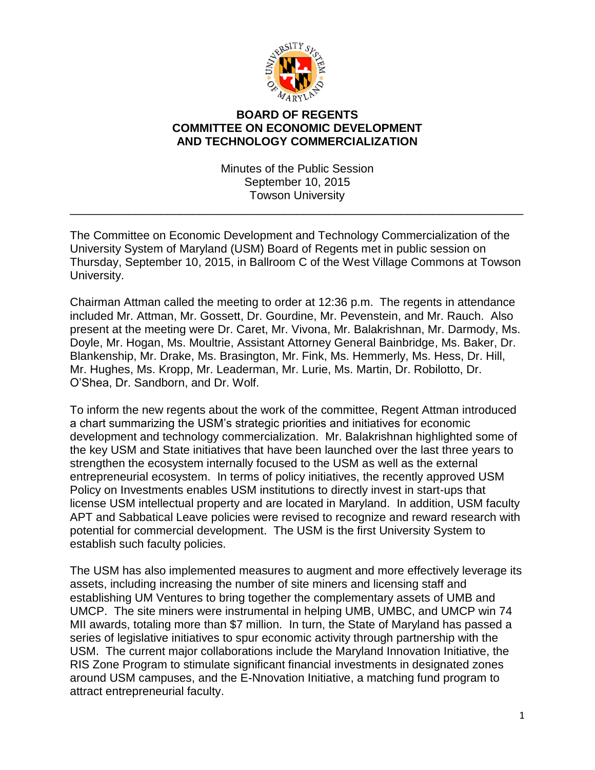# BOARD OF REGENTS
# COMMITTEE ON ECONOMIC DEVELOPMENT AND TECHNOLOGY COMMERCIALIZATION

Minutes of the Public Session
September 10, 2015
Towson University

---

The Committee on Economic Development and Technology Commercialization of the University System of Maryland (USM) Board of Regents met in public session on Thursday, September 10, 2015, in Ballroom C of the West Village Commons at Towson University.

Chairman Attman called the meeting to order at 12:36 p.m. The regents in attendance included Mr. Attman, Mr. Gossett, Dr. Gourdine, Mr. Pevenstein, and Mr. Rauch. Also present at the meeting were Dr. Caret, Mr. Vivona, Mr. Balakrishnan, Mr. Darmody, Ms. Doyle, Mr. Hogan, Ms. Moultrie, Assistant Attorney General Bainbridge, Ms. Baker, Dr. Blankenship, Mr. Drake, Ms. Brasington, Mr. Fink, Ms. Hemmerly, Ms. Hess, Dr. Hill, Mr. Hughes, Ms. Kropp, Mr. Leaderman, Mr. Lurie, Ms. Martin, Dr. Robilotto, Dr. O'Shea, Dr. Sandborn, and Dr. Wolf.

To inform the new regents about the work of the committee, Regent Attman introduced a chart summarizing the USM's strategic priorities and initiatives for economic development and technology commercialization. Mr. Balakrishnan highlighted some of the key USM and State initiatives that have been launched over the last three years to strengthen the ecosystem internally focused to the USM as well as the external entrepreneurial ecosystem. In terms of policy initiatives, the recently approved USM Policy on Investments enables USM institutions to directly invest in start-ups that license USM intellectual property and are located in Maryland. In addition, USM faculty APT and Sabbatical Leave policies were revised to recognize and reward research with potential for commercial development. The USM is the first University System to establish such faculty policies.

The USM has also implemented measures to augment and more effectively leverage its assets, including increasing the number of site miners and licensing staff and establishing UM Ventures to bring together the complementary assets of UMB and UMCP. The site miners were instrumental in helping UMB, UMBC, and UMCP win 74 MII awards, totaling more than $7 million. In turn, the State of Maryland has passed a series of legislative initiatives to spur economic activity through partnership with the USM. The current major collaborations include the Maryland Innovation Initiative, the RIS Zone Program to stimulate significant financial investments in designated zones around USM campuses, and the E-Nnovation Initiative, a matching fund program to attract entrepreneurial faculty.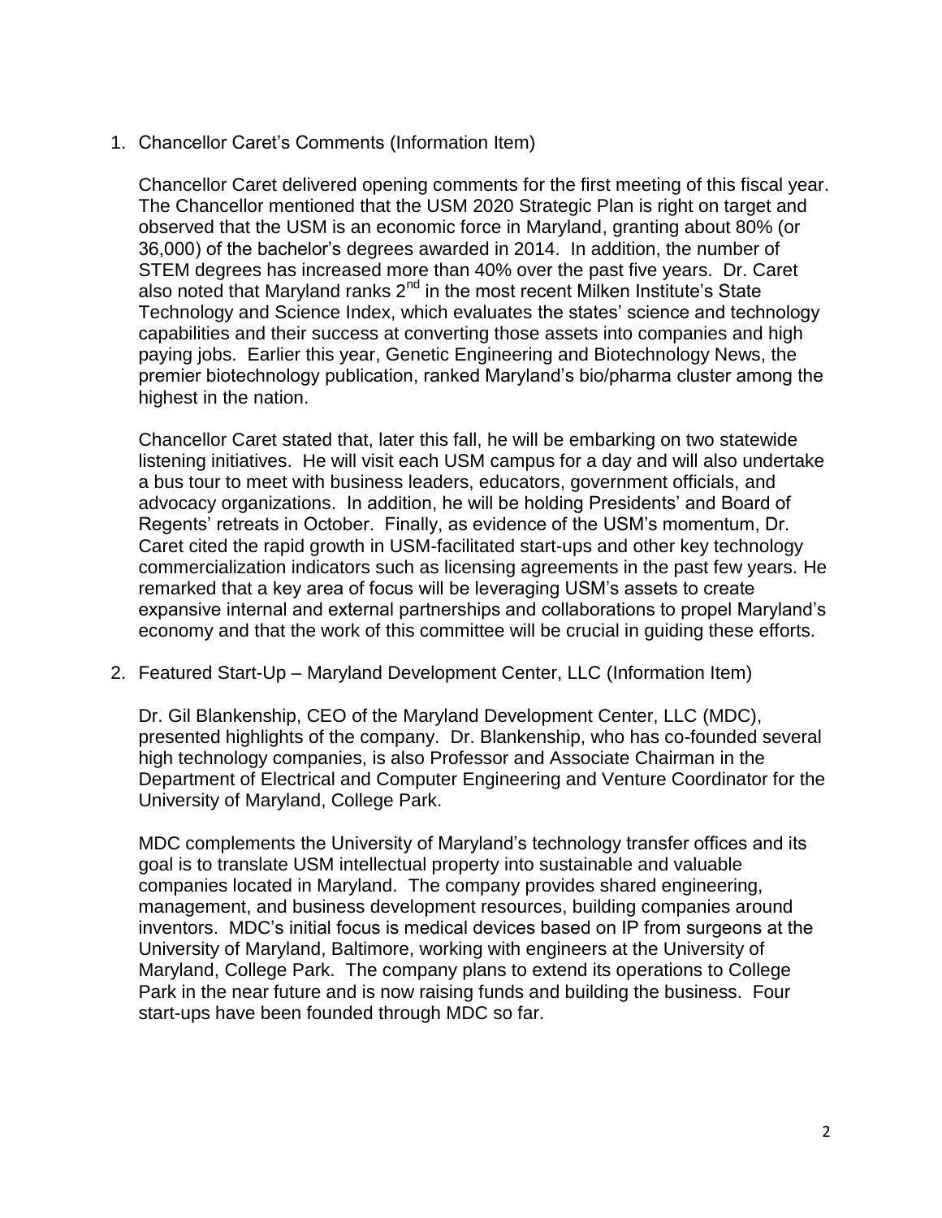1. Chancellor Caret's Comments (Information Item)

   Chancellor Caret delivered opening comments for the first meeting of this fiscal year. The Chancellor mentioned that the USM 2020 Strategic Plan is right on target and observed that the USM is an economic force in Maryland, granting about 80% (or 36,000) of the bachelor's degrees awarded in 2014. In addition, the number of STEM degrees has increased more than 40% over the past five years. Dr. Caret also noted that Maryland ranks 2nd in the most recent Milken Institute's State Technology and Science Index, which evaluates the states' science and technology capabilities and their success at converting those assets into companies and high paying jobs. Earlier this year, Genetic Engineering and Biotechnology News, the premier biotechnology publication, ranked Maryland's bio/pharma cluster among the highest in the nation.

   Chancellor Caret stated that, later this fall, he will be embarking on two statewide listening initiatives. He will visit each USM campus for a day and will also undertake a bus tour to meet with business leaders, educators, government officials, and advocacy organizations. In addition, he will be holding Presidents' and Board of Regents' retreats in October. Finally, as evidence of the USM's momentum, Dr. Caret cited the rapid growth in USM-facilitated start-ups and other key technology commercialization indicators such as licensing agreements in the past few years. He remarked that a key area of focus will be leveraging USM's assets to create expansive internal and external partnerships and collaborations to propel Maryland's economy and that the work of this committee will be crucial in guiding these efforts.

2. Featured Start-Up – Maryland Development Center, LLC (Information Item)

   Dr. Gil Blankenship, CEO of the Maryland Development Center, LLC (MDC), presented highlights of the company. Dr. Blankenship, who has co-founded several high technology companies, is also Professor and Associate Chairman in the Department of Electrical and Computer Engineering and Venture Coordinator for the University of Maryland, College Park.

   MDC complements the University of Maryland's technology transfer offices and its goal is to translate USM intellectual property into sustainable and valuable companies located in Maryland. The company provides shared engineering, management, and business development resources, building companies around inventors. MDC's initial focus is medical devices based on IP from surgeons at the University of Maryland, Baltimore, working with engineers at the University of Maryland, College Park. The company plans to extend its operations to College Park in the near future and is now raising funds and building the business. Four start-ups have been founded through MDC so far.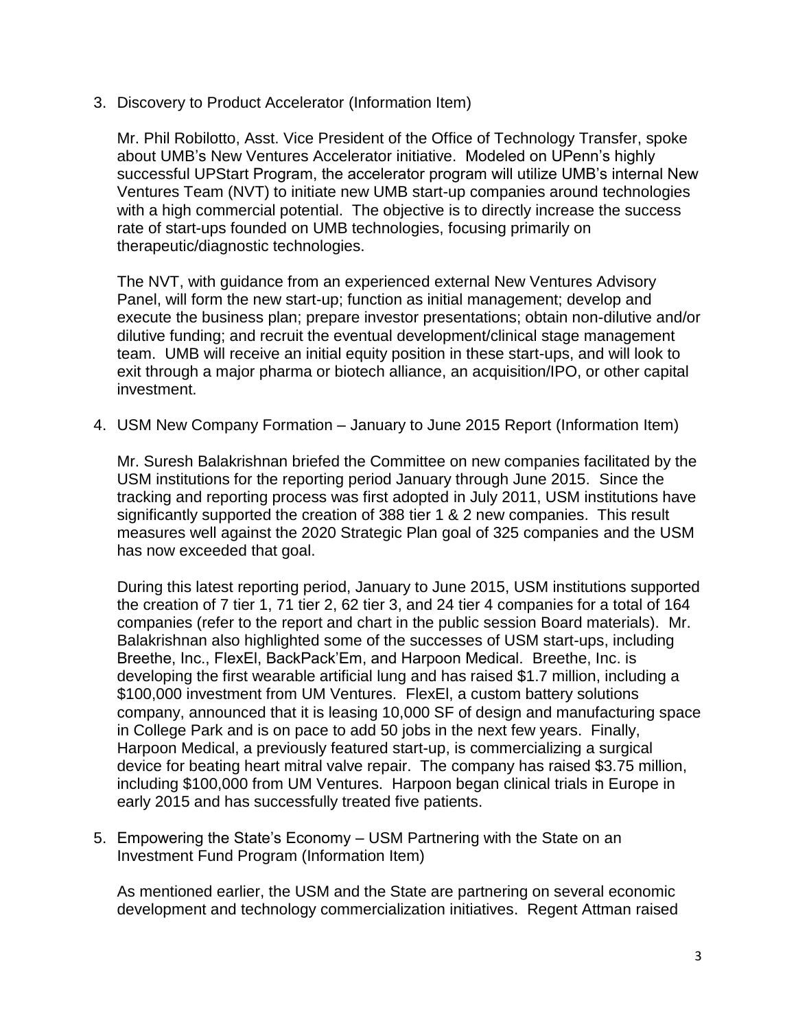3. Discovery to Product Accelerator (Information Item)

   Mr. Phil Robilotto, Asst. Vice President of the Office of Technology Transfer, spoke about UMB's New Ventures Accelerator initiative. Modeled on UPenn's highly successful UPStart Program, the accelerator program will utilize UMB's internal New Ventures Team (NVT) to initiate new UMB start-up companies around technologies with a high commercial potential. The objective is to directly increase the success rate of start-ups founded on UMB technologies, focusing primarily on therapeutic/diagnostic technologies.

   The NVT, with guidance from an experienced external New Ventures Advisory Panel, will form the new start-up; function as initial management; develop and execute the business plan; prepare investor presentations; obtain non-dilutive and/or dilutive funding; and recruit the eventual development/clinical stage management team. UMB will receive an initial equity position in these start-ups, and will look to exit through a major pharma or biotech alliance, an acquisition/IPO, or other capital investment.

4. USM New Company Formation – January to June 2015 Report (Information Item)

   Mr. Suresh Balakrishnan briefed the Committee on new companies facilitated by the USM institutions for the reporting period January through June 2015. Since the tracking and reporting process was first adopted in July 2011, USM institutions have significantly supported the creation of 388 tier 1 & 2 new companies. This result measures well against the 2020 Strategic Plan goal of 325 companies and the USM has now exceeded that goal.

   During this latest reporting period, January to June 2015, USM institutions supported the creation of 7 tier 1, 71 tier 2, 62 tier 3, and 24 tier 4 companies for a total of 164 companies (refer to the report and chart in the public session Board materials). Mr. Balakrishnan also highlighted some of the successes of USM start-ups, including Breethe, Inc., FlexEl, BackPack'Em, and Harpoon Medical. Breethe, Inc. is developing the first wearable artificial lung and has raised $1.7 million, including a $100,000 investment from UM Ventures. FlexEl, a custom battery solutions company, announced that it is leasing 10,000 SF of design and manufacturing space in College Park and is on pace to add 50 jobs in the next few years. Finally, Harpoon Medical, a previously featured start-up, is commercializing a surgical device for beating heart mitral valve repair. The company has raised $3.75 million, including $100,000 from UM Ventures. Harpoon began clinical trials in Europe in early 2015 and has successfully treated five patients.

5. Empowering the State's Economy – USM Partnering with the State on an Investment Fund Program (Information Item)

   As mentioned earlier, the USM and the State are partnering on several economic development and technology commercialization initiatives. Regent Attman raised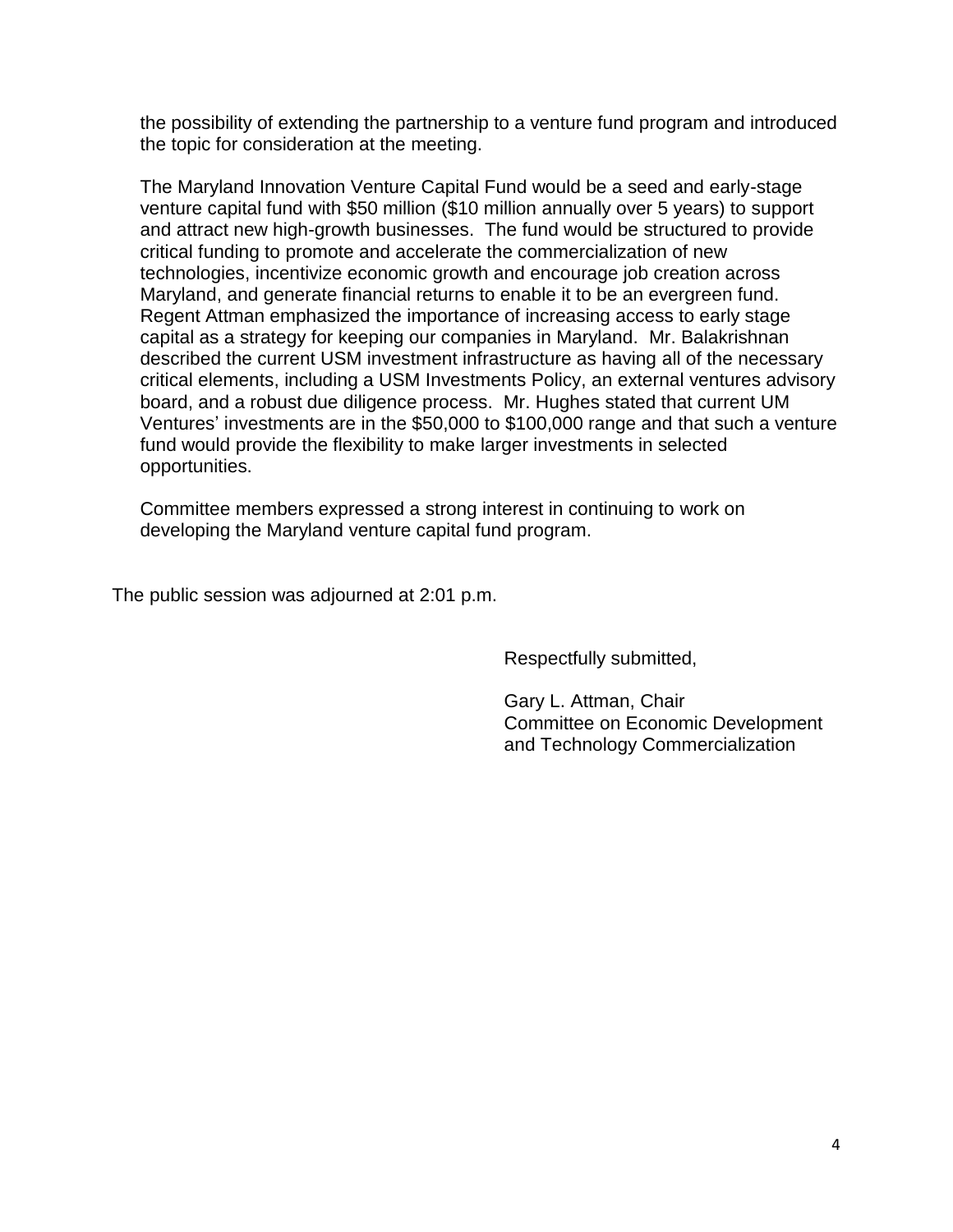the possibility of extending the partnership to a venture fund program and introduced the topic for consideration at the meeting.

The Maryland Innovation Venture Capital Fund would be a seed and early-stage venture capital fund with $50 million ($10 million annually over 5 years) to support and attract new high-growth businesses. The fund would be structured to provide critical funding to promote and accelerate the commercialization of new technologies, incentivize economic growth and encourage job creation across Maryland, and generate financial returns to enable it to be an evergreen fund. Regent Attman emphasized the importance of increasing access to early stage capital as a strategy for keeping our companies in Maryland. Mr. Balakrishnan described the current USM investment infrastructure as having all of the necessary critical elements, including a USM Investments Policy, an external ventures advisory board, and a robust due diligence process. Mr. Hughes stated that current UM Ventures' investments are in the $50,000 to $100,000 range and that such a venture fund would provide the flexibility to make larger investments in selected opportunities.

Committee members expressed a strong interest in continuing to work on developing the Maryland venture capital fund program.

The public session was adjourned at 2:01 p.m.

Respectfully submitted,

Gary L. Attman, Chair
Committee on Economic Development
and Technology Commercialization